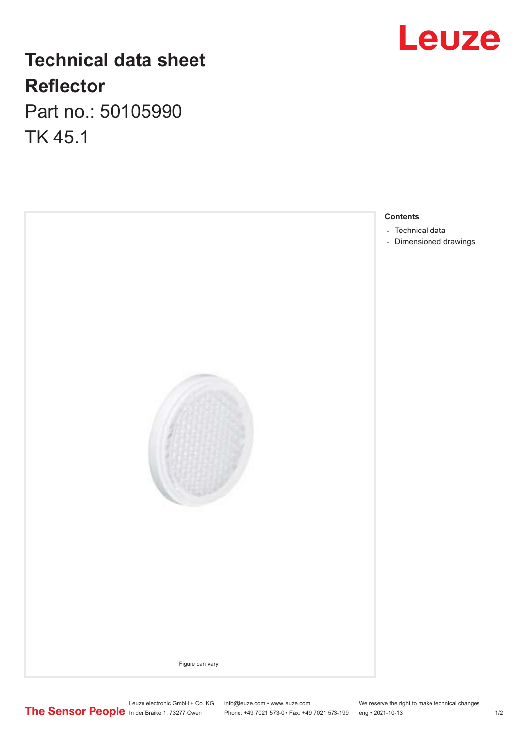# Technical data sheet
# Reflector

Part no.: 50105990

TK 45.1

Figure can vary

**Contents**

- Technical data
- Dimensioned drawings

Leuze electronic GmbH + Co. KG
In der Braike 1, 73277 Owen

info@leuze.com • www.leuze.com
Phone: +49 7021 573-0 • Fax: +49 7021 573-199

We reserve the right to make technical changes
eng • 2021-10-13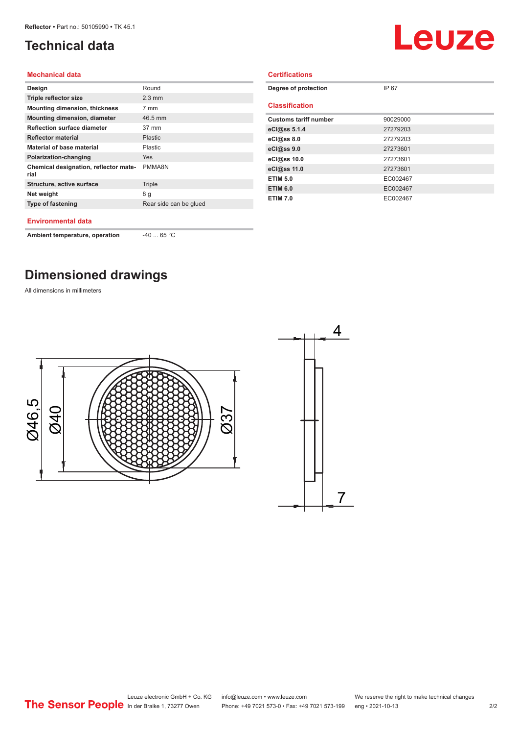# Technical data

## Mechanical data

| | |
|---|---|
| **Design** | Round |
| **Triple reflector size** | 2.3 mm |
| **Mounting dimension, thickness** | 7 mm |
| **Mounting dimension, diameter** | 46.5 mm |
| **Reflection surface diameter** | 37 mm |
| **Reflector material** | Plastic |
| **Material of base material** | Plastic |
| **Polarization-changing** | Yes |
| **Chemical designation, reflector material** | PMMA8N |
| **Structure, active surface** | Triple |
| **Net weight** | 8 g |
| **Type of fastening** | Rear side can be glued |

## Environmental data

| | |
|---|---|
| **Ambient temperature, operation** | -40 ... 65 °C |

## Certifications

| | |
|---|---|
| **Degree of protection** | IP 67 |

## Classification

| | |
|---|---|
| **Customs tariff number** | 90029000 |
| **eCl@ss 5.1.4** | 27279203 |
| **eCl@ss 8.0** | 27279203 |
| **eCl@ss 9.0** | 27273601 |
| **eCl@ss 10.0** | 27273601 |
| **eCl@ss 11.0** | 27273601 |
| **ETIM 5.0** | EC002467 |
| **ETIM 6.0** | EC002467 |
| **ETIM 7.0** | EC002467 |

# Dimensioned drawings

All dimensions in millimeters

Ø46,5
Ø40
Ø37
4
7